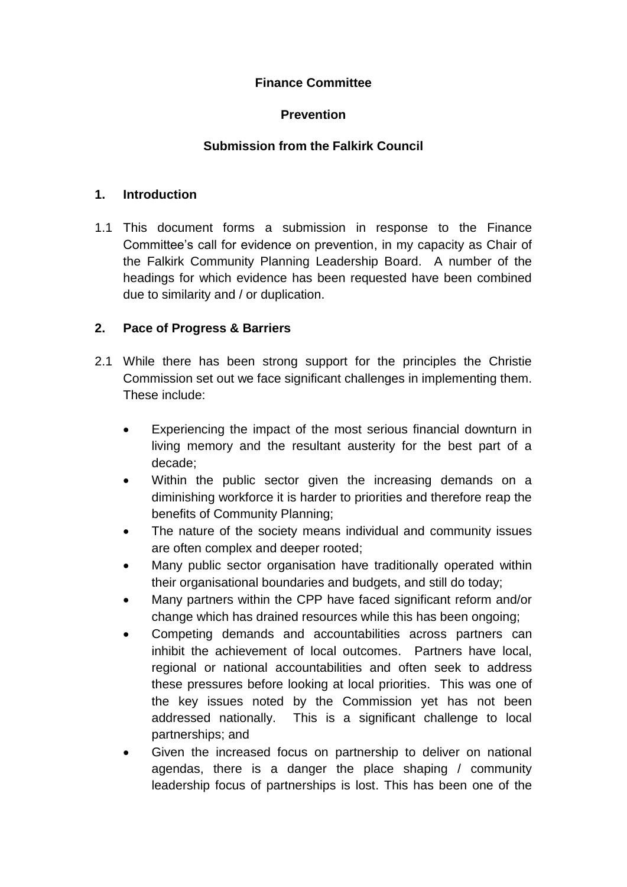**Finance Committee**

**Prevention**

**Submission from the Falkirk Council**

## 1. Introduction

1.1 This document forms a submission in response to the Finance Committee's call for evidence on prevention, in my capacity as Chair of the Falkirk Community Planning Leadership Board. A number of the headings for which evidence has been requested have been combined due to similarity and / or duplication.

## 2. Pace of Progress & Barriers

2.1 While there has been strong support for the principles the Christie Commission set out we face significant challenges in implementing them. These include:

- Experiencing the impact of the most serious financial downturn in living memory and the resultant austerity for the best part of a decade;
- Within the public sector given the increasing demands on a diminishing workforce it is harder to priorities and therefore reap the benefits of Community Planning;
- The nature of the society means individual and community issues are often complex and deeper rooted;
- Many public sector organisation have traditionally operated within their organisational boundaries and budgets, and still do today;
- Many partners within the CPP have faced significant reform and/or change which has drained resources while this has been ongoing;
- Competing demands and accountabilities across partners can inhibit the achievement of local outcomes. Partners have local, regional or national accountabilities and often seek to address these pressures before looking at local priorities. This was one of the key issues noted by the Commission yet has not been addressed nationally. This is a significant challenge to local partnerships; and
- Given the increased focus on partnership to deliver on national agendas, there is a danger the place shaping / community leadership focus of partnerships is lost. This has been one of the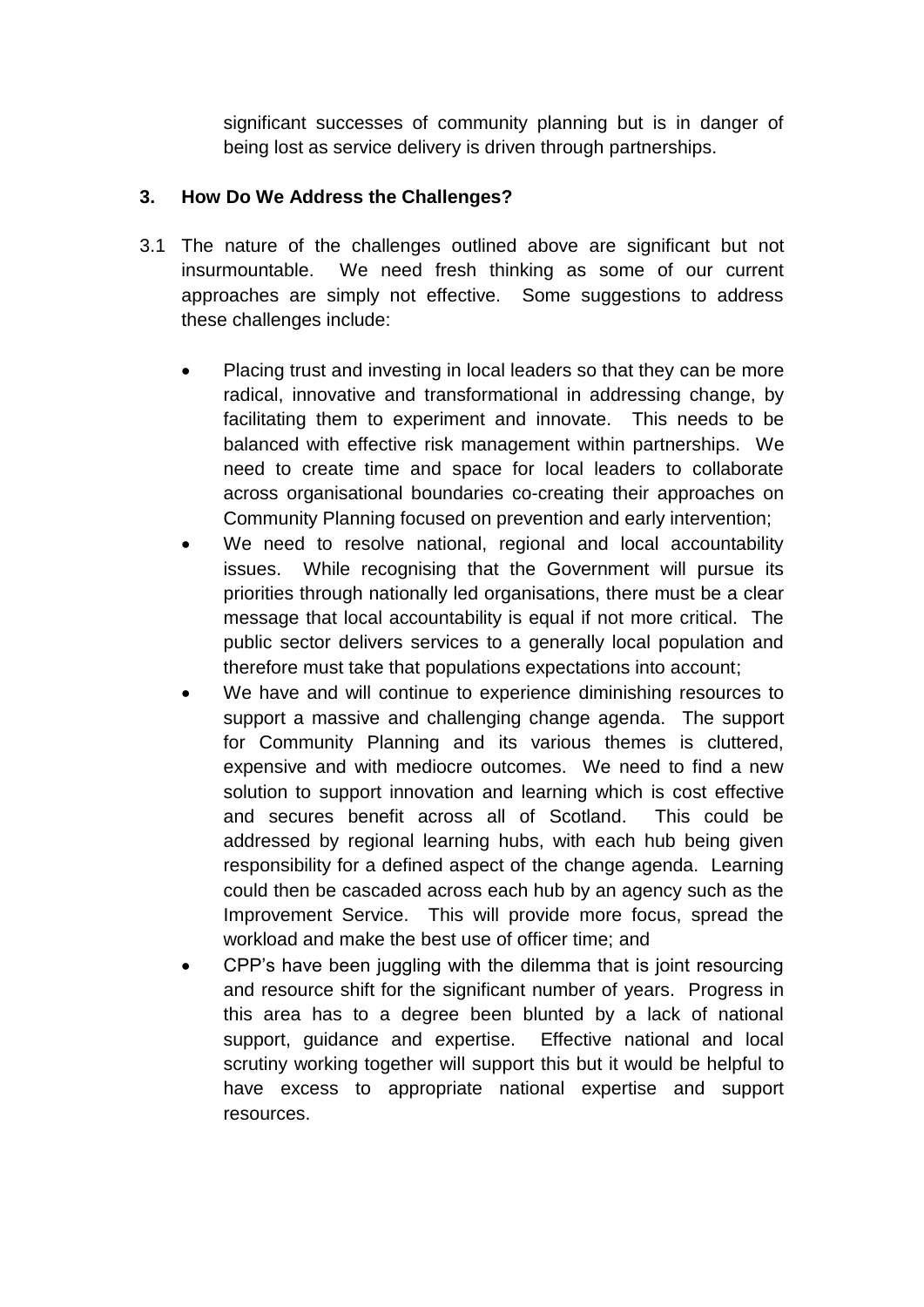significant successes of community planning but is in danger of being lost as service delivery is driven through partnerships.

## 3. How Do We Address the Challenges?

3.1 The nature of the challenges outlined above are significant but not insurmountable. We need fresh thinking as some of our current approaches are simply not effective. Some suggestions to address these challenges include:

- Placing trust and investing in local leaders so that they can be more radical, innovative and transformational in addressing change, by facilitating them to experiment and innovate. This needs to be balanced with effective risk management within partnerships. We need to create time and space for local leaders to collaborate across organisational boundaries co-creating their approaches on Community Planning focused on prevention and early intervention;
- We need to resolve national, regional and local accountability issues. While recognising that the Government will pursue its priorities through nationally led organisations, there must be a clear message that local accountability is equal if not more critical. The public sector delivers services to a generally local population and therefore must take that populations expectations into account;
- We have and will continue to experience diminishing resources to support a massive and challenging change agenda. The support for Community Planning and its various themes is cluttered, expensive and with mediocre outcomes. We need to find a new solution to support innovation and learning which is cost effective and secures benefit across all of Scotland. This could be addressed by regional learning hubs, with each hub being given responsibility for a defined aspect of the change agenda. Learning could then be cascaded across each hub by an agency such as the Improvement Service. This will provide more focus, spread the workload and make the best use of officer time; and
- CPP's have been juggling with the dilemma that is joint resourcing and resource shift for the significant number of years. Progress in this area has to a degree been blunted by a lack of national support, guidance and expertise. Effective national and local scrutiny working together will support this but it would be helpful to have excess to appropriate national expertise and support resources.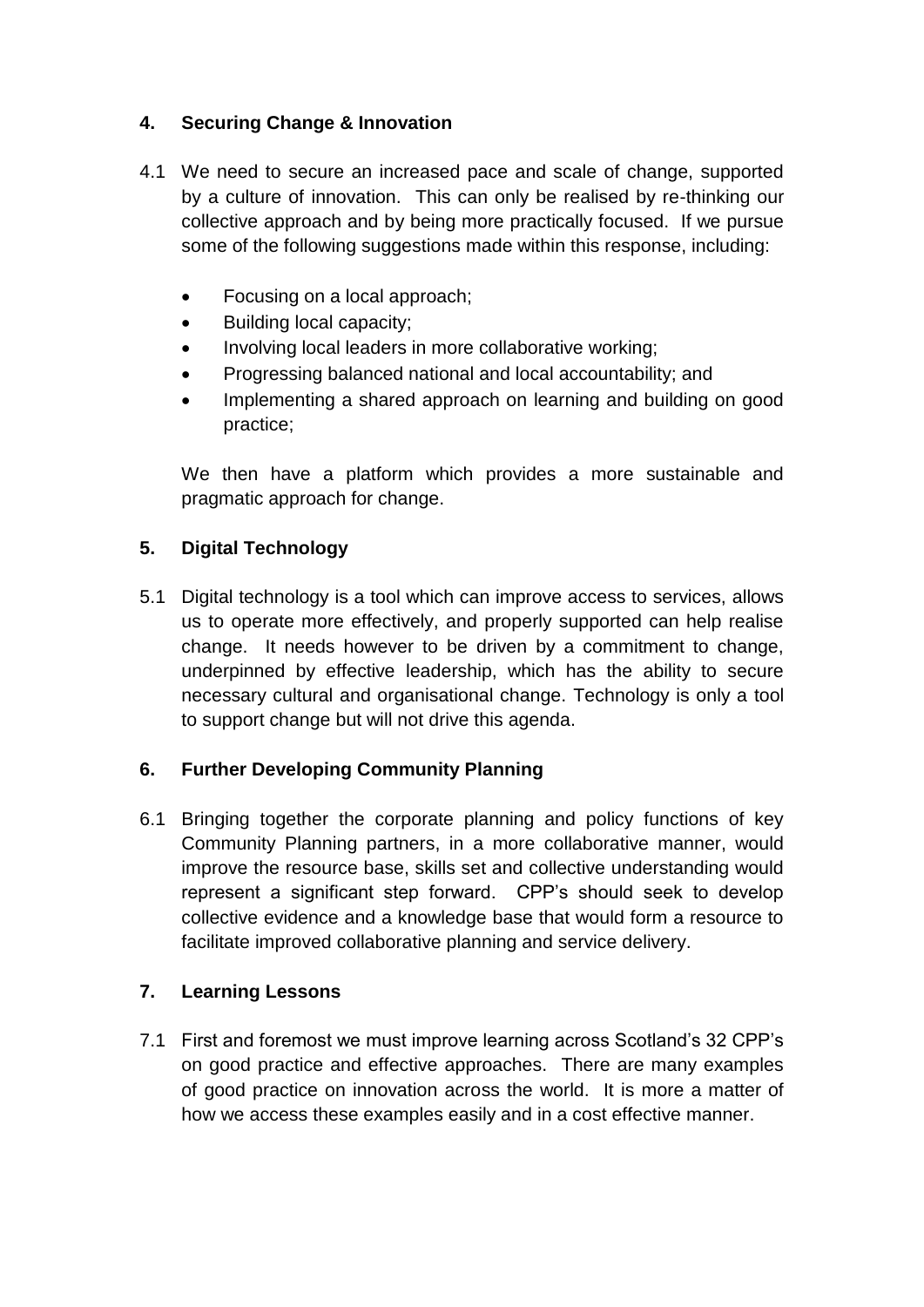## 4. Securing Change & Innovation

4.1 We need to secure an increased pace and scale of change, supported by a culture of innovation. This can only be realised by re-thinking our collective approach and by being more practically focused. If we pursue some of the following suggestions made within this response, including:

- Focusing on a local approach;
- Building local capacity;
- Involving local leaders in more collaborative working;
- Progressing balanced national and local accountability; and
- Implementing a shared approach on learning and building on good practice;

We then have a platform which provides a more sustainable and pragmatic approach for change.

## 5. Digital Technology

5.1 Digital technology is a tool which can improve access to services, allows us to operate more effectively, and properly supported can help realise change. It needs however to be driven by a commitment to change, underpinned by effective leadership, which has the ability to secure necessary cultural and organisational change. Technology is only a tool to support change but will not drive this agenda.

## 6. Further Developing Community Planning

6.1 Bringing together the corporate planning and policy functions of key Community Planning partners, in a more collaborative manner, would improve the resource base, skills set and collective understanding would represent a significant step forward. CPP's should seek to develop collective evidence and a knowledge base that would form a resource to facilitate improved collaborative planning and service delivery.

## 7. Learning Lessons

7.1 First and foremost we must improve learning across Scotland's 32 CPP's on good practice and effective approaches. There are many examples of good practice on innovation across the world. It is more a matter of how we access these examples easily and in a cost effective manner.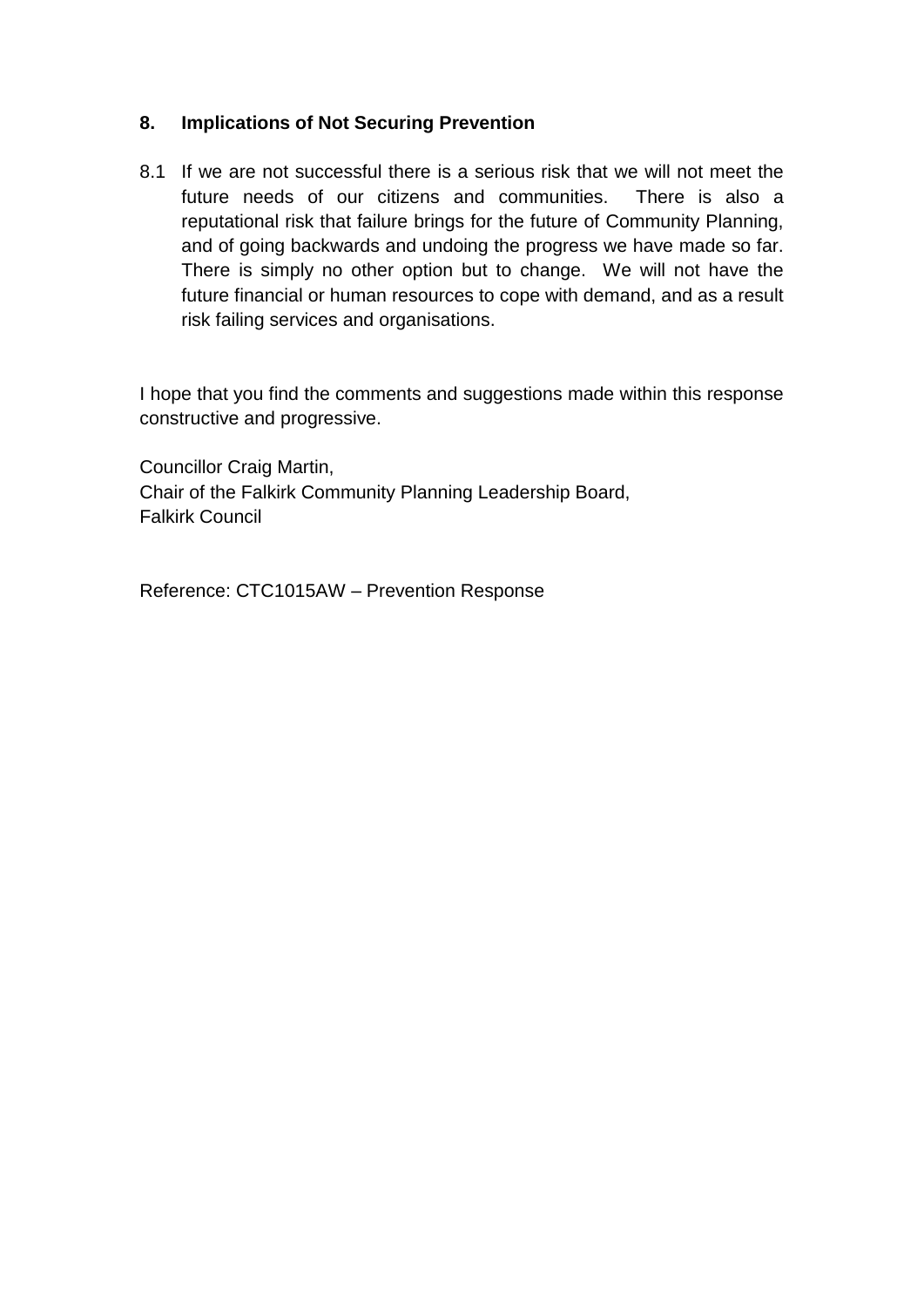## 8. Implications of Not Securing Prevention

8.1 If we are not successful there is a serious risk that we will not meet the future needs of our citizens and communities. There is also a reputational risk that failure brings for the future of Community Planning, and of going backwards and undoing the progress we have made so far. There is simply no other option but to change. We will not have the future financial or human resources to cope with demand, and as a result risk failing services and organisations.

I hope that you find the comments and suggestions made within this response constructive and progressive.

Councillor Craig Martin,
Chair of the Falkirk Community Planning Leadership Board,
Falkirk Council

Reference: CTC1015AW – Prevention Response